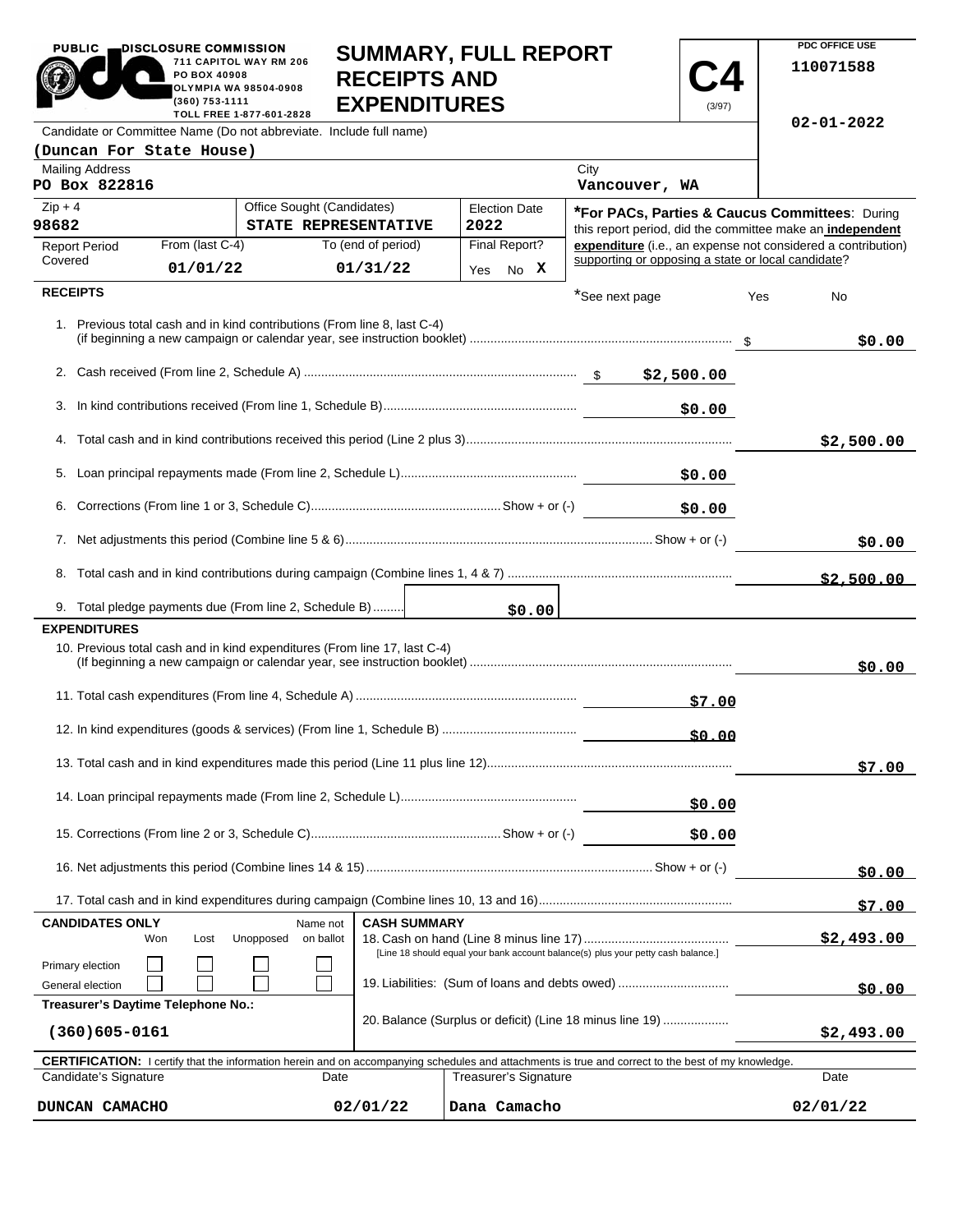PUBLIC DISCLOSURE COMMISSION
711 CAPITOL WAY RM 206
PO BOX 40908
OLYMPIA WA 98504-0908
(360) 753-1111
TOLL FREE 1-877-601-2828

# SUMMARY, FULL REPORT RECEIPTS AND EXPENDITURES

**C4** (3/97)

PDC OFFICE USE
110071588
02-01-2022

Candidate or Committee Name (Do not abbreviate. Include full name)
**(Duncan For State House)**

Mailing Address: **PO Box 822816**
City: **Vancouver, WA**
Zip + 4: **98682**
Office Sought (Candidates): **STATE REPRESENTATIVE**
Election Date: **2022**

Report Period Covered: From (last C-4) **01/01/22** To (end of period) **01/31/22**
Final Report? Yes No **X**

***For PACs, Parties & Caucus Committees**: During this report period, did the committee make an **independent expenditure** (i.e., an expense not considered a contribution) supporting or opposing a state or local candidate?
*See next page Yes No

## RECEIPTS

| Line | | |
|---|---|---|
| 1. Previous total cash and in kind contributions (From line 8, last C-4) (if beginning a new campaign or calendar year, see instruction booklet) | | $0.00 |
| 2. Cash received (From line 2, Schedule A) | $2,500.00 | |
| 3. In kind contributions received (From line 1, Schedule B) | $0.00 | |
| 4. Total cash and in kind contributions received this period (Line 2 plus 3) | | $2,500.00 |
| 5. Loan principal repayments made (From line 2, Schedule L) | $0.00 | |
| 6. Corrections (From line 1 or 3, Schedule C) Show + or (-) | $0.00 | |
| 7. Net adjustments this period (Combine line 5 & 6) Show + or (-) | | $0.00 |
| 8. Total cash and in kind contributions during campaign (Combine lines 1, 4 & 7) | | $2,500.00 |
| 9. Total pledge payments due (From line 2, Schedule B) | $0.00 | |

## EXPENDITURES

| Line | | |
|---|---|---|
| 10. Previous total cash and in kind expenditures (From line 17, last C-4) (If beginning a new campaign or calendar year, see instruction booklet) | | $0.00 |
| 11. Total cash expenditures (From line 4, Schedule A) | $7.00 | |
| 12. In kind expenditures (goods & services) (From line 1, Schedule B) | $0.00 | |
| 13. Total cash and in kind expenditures made this period (Line 11 plus line 12) | | $7.00 |
| 14. Loan principal repayments made (From line 2, Schedule L) | $0.00 | |
| 15. Corrections (From line 2 or 3, Schedule C) Show + or (-) | $0.00 | |
| 16. Net adjustments this period (Combine lines 14 & 15) Show + or (-) | | $0.00 |
| 17. Total cash and in kind expenditures during campaign (Combine lines 10, 13 and 16) | | $7.00 |

**CANDIDATES ONLY**

| | Won | Lost | Unopposed | Name not on ballot |
|---|---|---|---|---|
| Primary election | ☐ | ☐ | ☐ | ☐ |
| General election | ☐ | ☐ | ☐ | ☐ |

**Treasurer's Daytime Telephone No.:** (360)605-0161

**CASH SUMMARY**

| | |
|---|---|
| 18. Cash on hand (Line 8 minus line 17) [Line 18 should equal your bank account balance(s) plus your petty cash balance.] | $2,493.00 |
| 19. Liabilities: (Sum of loans and debts owed) | $0.00 |
| 20. Balance (Surplus or deficit) (Line 18 minus line 19) | $2,493.00 |

**CERTIFICATION:** I certify that the information herein and on accompanying schedules and attachments is true and correct to the best of my knowledge.

| Candidate's Signature | Date | Treasurer's Signature | Date |
|---|---|---|---|
| DUNCAN CAMACHO | 02/01/22 | Dana Camacho | 02/01/22 |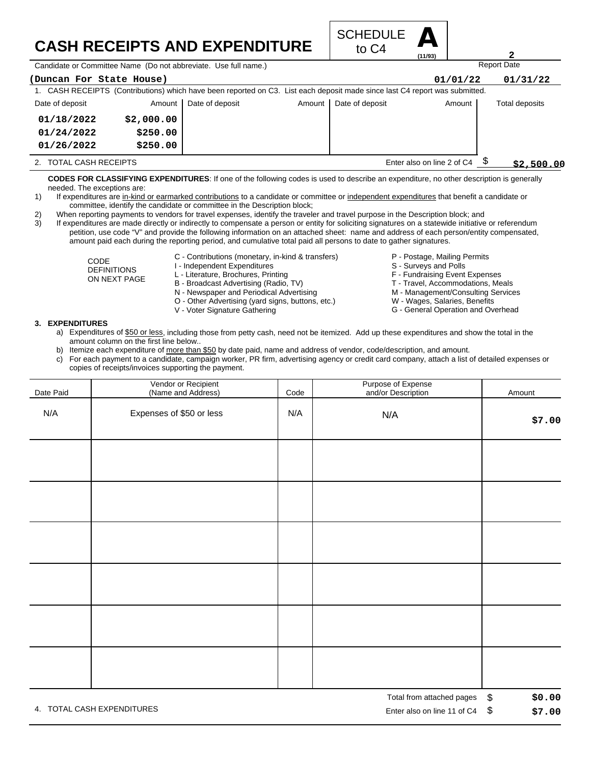# CASH RECEIPTS AND EXPENDITURE

SCHEDULE **A** to C4 (11/93)

Candidate or Committee Name (Do not abbreviate. Use full name.)

**(Duncan For State House)**

Report Date: 01/01/22 — 01/31/22

1. CASH RECEIPTS (Contributions) which have been reported on C3. List each deposit made since last C4 report was submitted.

| Date of deposit | Amount | Date of deposit | Amount | Date of deposit | Amount | Total deposits |
|---|---|---|---|---|---|---|
| 01/18/2022 | $2,000.00 | | | | | |
| 01/24/2022 | $250.00 | | | | | |
| 01/26/2022 | $250.00 | | | | | |

2. TOTAL CASH RECEIPTS — Enter also on line 2 of C4 $ **$2,500.00**

**CODES FOR CLASSIFYING EXPENDITURES**: If one of the following codes is used to describe an expenditure, no other description is generally needed. The exceptions are:

1) If expenditures are in-kind or earmarked contributions to a candidate or committee or independent expenditures that benefit a candidate or committee, identify the candidate or committee in the Description block;
2) When reporting payments to vendors for travel expenses, identify the traveler and travel purpose in the Description block; and
3) If expenditures are made directly or indirectly to compensate a person or entity for soliciting signatures on a statewide initiative or referendum petition, use code "V" and provide the following information on an attached sheet: name and address of each person/entity compensated, amount paid each during the reporting period, and cumulative total paid all persons to date to gather signatures.

CODE DEFINITIONS ON NEXT PAGE

- C - Contributions (monetary, in-kind & transfers)
- I - Independent Expenditures
- L - Literature, Brochures, Printing
- B - Broadcast Advertising (Radio, TV)
- N - Newspaper and Periodical Advertising
- O - Other Advertising (yard signs, buttons, etc.)
- V - Voter Signature Gathering
- P - Postage, Mailing Permits
- S - Surveys and Polls
- F - Fundraising Event Expenses
- T - Travel, Accommodations, Meals
- M - Management/Consulting Services
- W - Wages, Salaries, Benefits
- G - General Operation and Overhead

**3. EXPENDITURES**

a) Expenditures of $50 or less, including those from petty cash, need not be itemized. Add up these expenditures and show the total in the amount column on the first line below..

b) Itemize each expenditure of more than $50 by date paid, name and address of vendor, code/description, and amount.

c) For each payment to a candidate, campaign worker, PR firm, advertising agency or credit card company, attach a list of detailed expenses or copies of receipts/invoices supporting the payment.

| Date Paid | Vendor or Recipient (Name and Address) | Code | Purpose of Expense and/or Description | Amount |
|---|---|---|---|---|
| N/A | Expenses of $50 or less | N/A | N/A | $7.00 |
| | | | | |
| | | | | |
| | | | | |
| | | | | |
| | | | | |
| | | | | |

Total from attached pages $ **$0.00**

4. TOTAL CASH EXPENDITURES — Enter also on line 11 of C4 $ **$7.00**